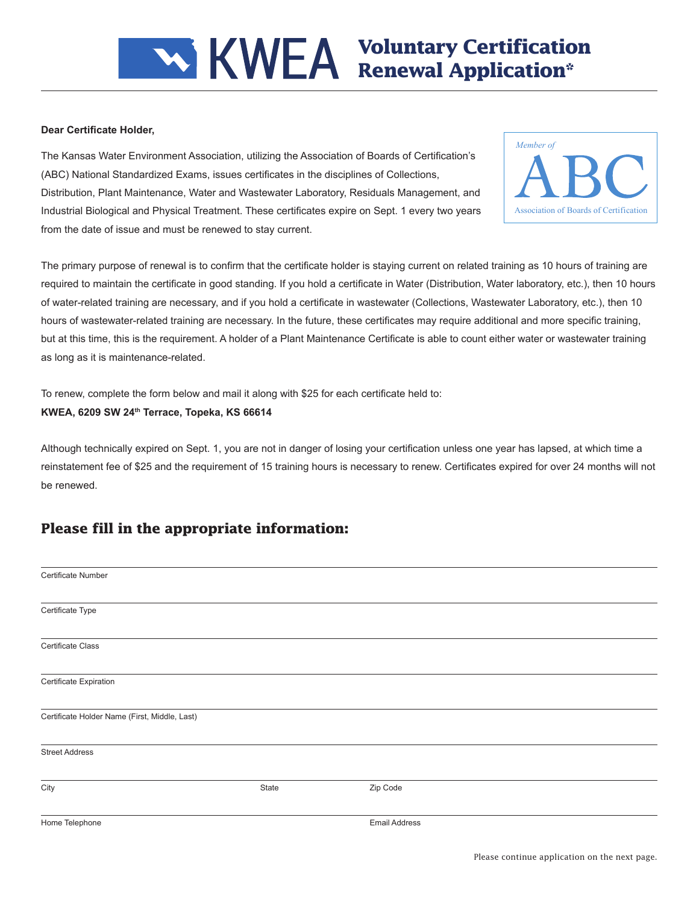# KWEA Voluntary Certification Renewal Application*

**Dear Certificate Holder,**

The Kansas Water Environment Association, utilizing the Association of Boards of Certification's (ABC) National Standardized Exams, issues certificates in the disciplines of Collections, Distribution, Plant Maintenance, Water and Wastewater Laboratory, Residuals Management, and Industrial Biological and Physical Treatment. These certificates expire on Sept. 1 every two years from the date of issue and must be renewed to stay current.

*Member of* ABC Association of Boards of Certification

The primary purpose of renewal is to confirm that the certificate holder is staying current on related training as 10 hours of training are required to maintain the certificate in good standing. If you hold a certificate in Water (Distribution, Water laboratory, etc.), then 10 hours of water-related training are necessary, and if you hold a certificate in wastewater (Collections, Wastewater Laboratory, etc.), then 10 hours of wastewater-related training are necessary. In the future, these certificates may require additional and more specific training, but at this time, this is the requirement. A holder of a Plant Maintenance Certificate is able to count either water or wastewater training as long as it is maintenance-related.

To renew, complete the form below and mail it along with $25 for each certificate held to:
**KWEA, 6209 SW 24th Terrace, Topeka, KS 66614**

Although technically expired on Sept. 1, you are not in danger of losing your certification unless one year has lapsed, at which time a reinstatement fee of $25 and the requirement of 15 training hours is necessary to renew. Certificates expired for over 24 months will not be renewed.

## Please fill in the appropriate information:

Certificate Number

Certificate Type

Certificate Class

Certificate Expiration

Certificate Holder Name (First, Middle, Last)

Street Address

City | State | Zip Code

Home Telephone | Email Address

Please continue application on the next page.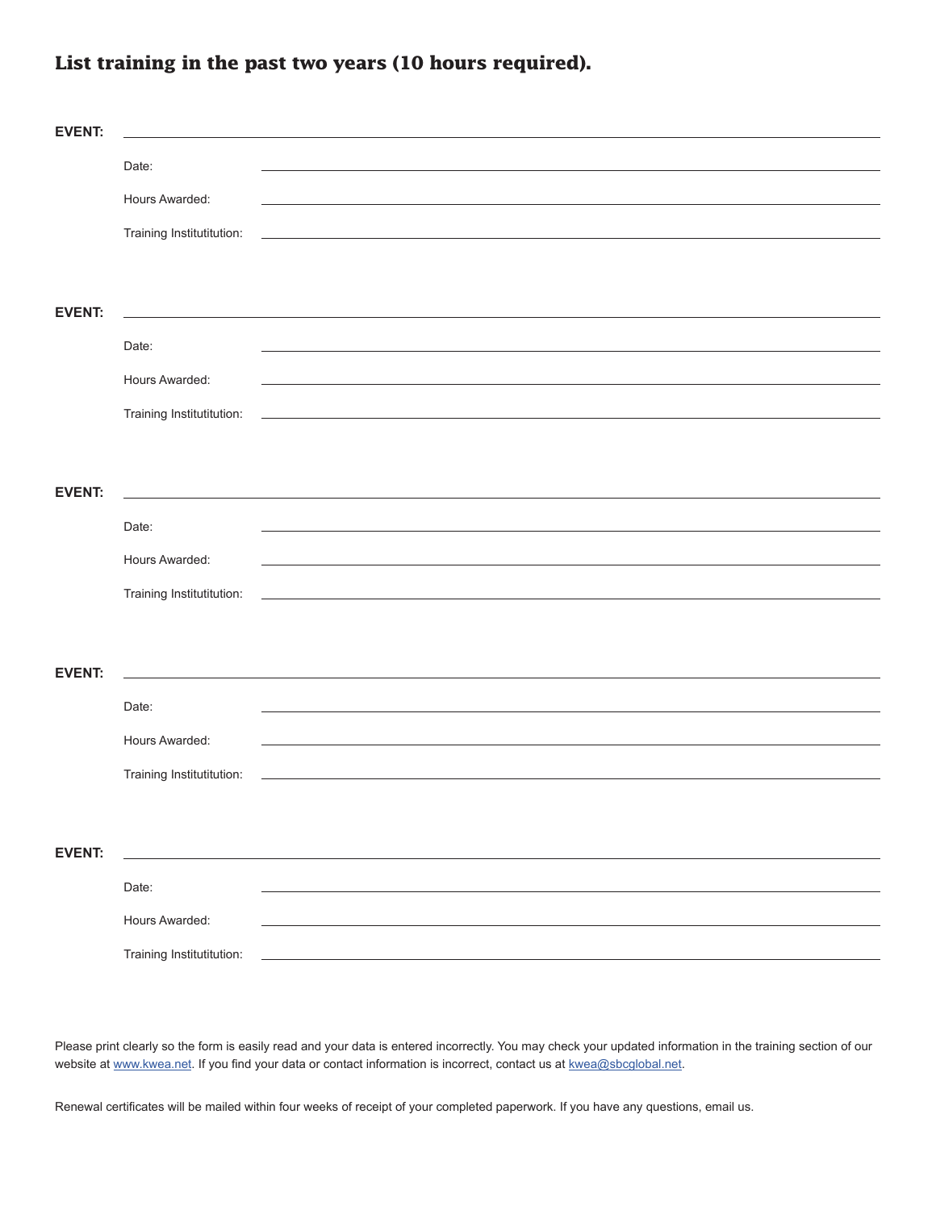## List training in the past two years (10 hours required).

**EVENT:** ______________________________

Date: ______________________________

Hours Awarded: ______________________________

Training Instititutition: ______________________________

**EVENT:** ______________________________

Date: ______________________________

Hours Awarded: ______________________________

Training Instititutition: ______________________________

**EVENT:** ______________________________

Date: ______________________________

Hours Awarded: ______________________________

Training Instititutition: ______________________________

**EVENT:** ______________________________

Date: ______________________________

Hours Awarded: ______________________________

Training Instititutition: ______________________________

**EVENT:** ______________________________

Date: ______________________________

Hours Awarded: ______________________________

Training Instititutition: ______________________________

Please print clearly so the form is easily read and your data is entered incorrectly. You may check your updated information in the training section of our website at [www.kwea.net](http://www.kwea.net). If you find your data or contact information is incorrect, contact us at [kwea@sbcglobal.net](mailto:kwea@sbcglobal.net).

Renewal certificates will be mailed within four weeks of receipt of your completed paperwork. If you have any questions, email us.